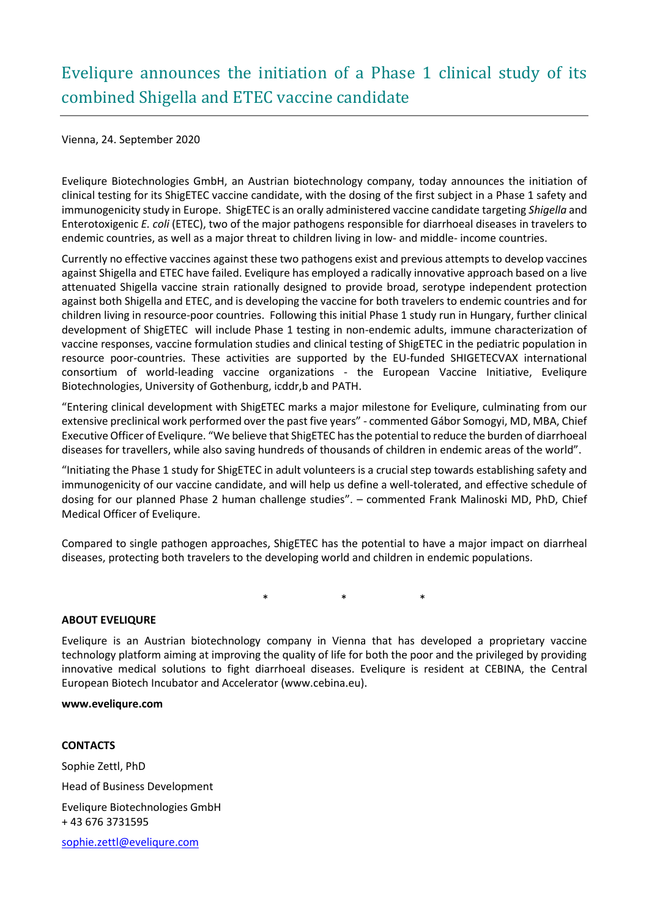# Eveliqure announces the initiation of a Phase 1 clinical study of its combined Shigella and ETEC vaccine candidate

Vienna, 24. September 2020

Eveliqure Biotechnologies GmbH, an Austrian biotechnology company, today announces the initiation of clinical testing for its ShigETEC vaccine candidate, with the dosing of the first subject in a Phase 1 safety and immunogenicity study in Europe. ShigETEC is an orally administered vaccine candidate targeting *Shigella* and Enterotoxigenic *E. coli* (ETEC), two of the major pathogens responsible for diarrhoeal diseases in travelers to endemic countries, as well as a major threat to children living in low- and middle- income countries.

Currently no effective vaccines against these two pathogens exist and previous attempts to develop vaccines against Shigella and ETEC have failed. Eveliqure has employed a radically innovative approach based on a live attenuated Shigella vaccine strain rationally designed to provide broad, serotype independent protection against both Shigella and ETEC, and is developing the vaccine for both travelers to endemic countries and for children living in resource-poor countries. Following this initial Phase 1 study run in Hungary, further clinical development of ShigETEC will include Phase 1 testing in non-endemic adults, immune characterization of vaccine responses, vaccine formulation studies and clinical testing of ShigETEC in the pediatric population in resource poor-countries. These activities are supported by the EU-funded SHIGETECVAX international consortium of world-leading vaccine organizations - the European Vaccine Initiative, Eveliqure Biotechnologies, University of Gothenburg, icddr,b and PATH.

"Entering clinical development with ShigETEC marks a major milestone for Eveliqure, culminating from our extensive preclinical work performed over the past five years" - commented Gábor Somogyi, MD, MBA, Chief Executive Officer of Eveliqure. "We believe that ShigETEC has the potential to reduce the burden of diarrhoeal diseases for travellers, while also saving hundreds of thousands of children in endemic areas of the world".

"Initiating the Phase 1 study for ShigETEC in adult volunteers is a crucial step towards establishing safety and immunogenicity of our vaccine candidate, and will help us define a well-tolerated, and effective schedule of dosing for our planned Phase 2 human challenge studies". – commented Frank Malinoski MD, PhD, Chief Medical Officer of Eveliqure.

Compared to single pathogen approaches, ShigETEC has the potential to have a major impact on diarrheal diseases, protecting both travelers to the developing world and children in endemic populations.

\*   \*   \*

**ABOUT EVELIQURE**

Eveliqure is an Austrian biotechnology company in Vienna that has developed a proprietary vaccine technology platform aiming at improving the quality of life for both the poor and the privileged by providing innovative medical solutions to fight diarrhoeal diseases. Eveliqure is resident at CEBINA, the Central European Biotech Incubator and Accelerator (www.cebina.eu).

**www.eveliqure.com**

**CONTACTS**

Sophie Zettl, PhD

Head of Business Development

Eveliqure Biotechnologies GmbH
+ 43 676 3731595

sophie.zettl@eveliqure.com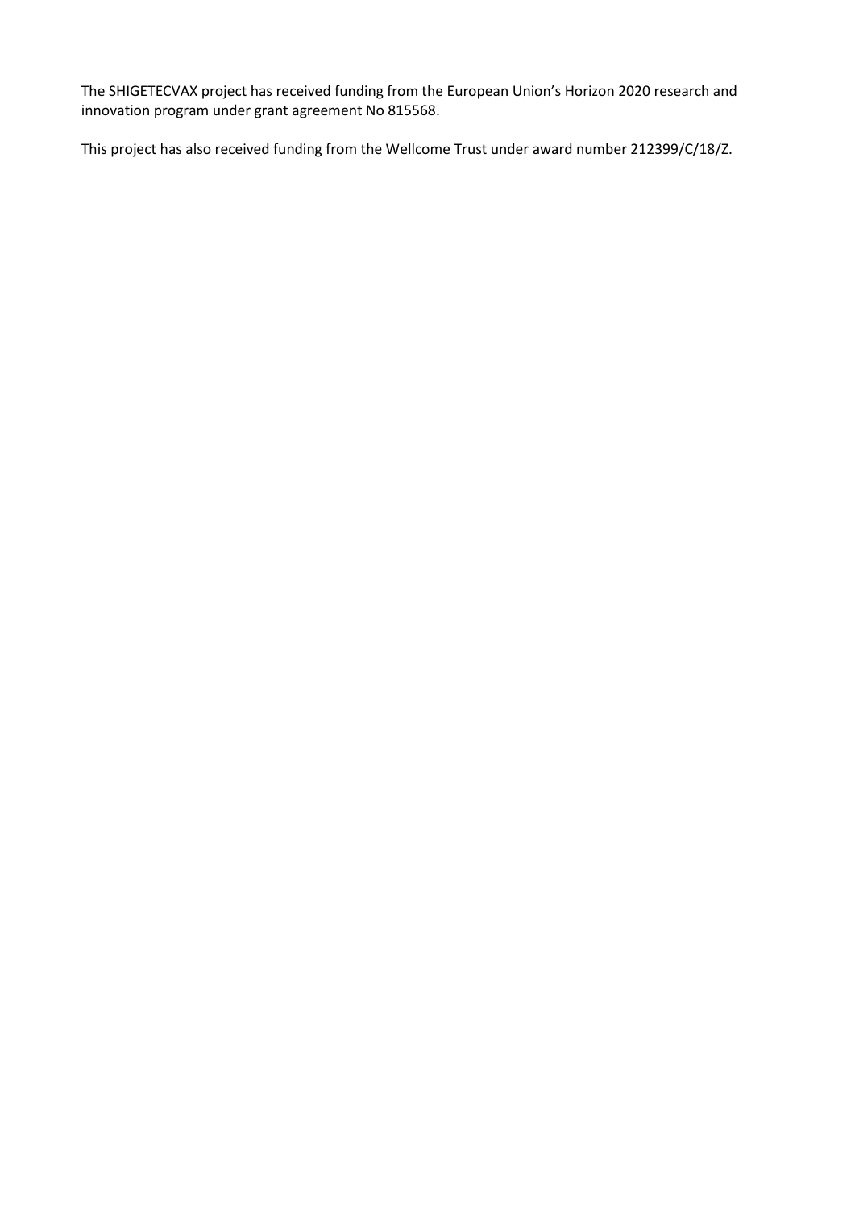The SHIGETECVAX project has received funding from the European Union's Horizon 2020 research and innovation program under grant agreement No 815568.

This project has also received funding from the Wellcome Trust under award number 212399/C/18/Z.